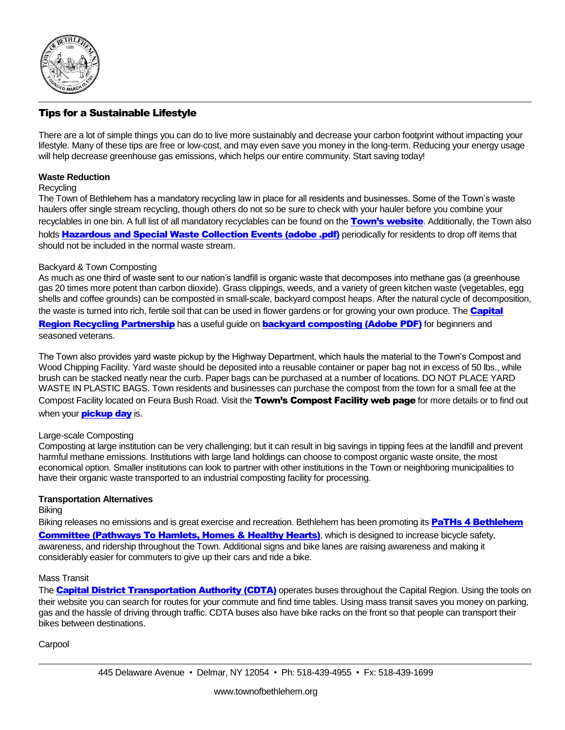## Tips for a Sustainable Lifestyle

There are a lot of simple things you can do to live more sustainably and decrease your carbon footprint without impacting your lifestyle. Many of these tips are free or low-cost, and may even save you money in the long-term. Reducing your energy usage will help decrease greenhouse gas emissions, which helps our entire community. Start saving today!

### Waste Reduction

Recycling

The Town of Bethlehem has a mandatory recycling law in place for all residents and businesses. Some of the Town's waste haulers offer single stream recycling, though others do not so be sure to check with your hauler before you combine your recyclables in one bin. A full list of all mandatory recyclables can be found on the **Town's website**. Additionally, the Town also holds **Hazardous and Special Waste Collection Events (adobe .pdf)** periodically for residents to drop off items that should not be included in the normal waste stream.

Backyard & Town Composting

As much as one third of waste sent to our nation's landfill is organic waste that decomposes into methane gas (a greenhouse gas 20 times more potent than carbon dioxide). Grass clippings, weeds, and a variety of green kitchen waste (vegetables, egg shells and coffee grounds) can be composted in small-scale, backyard compost heaps. After the natural cycle of decomposition, the waste is turned into rich, fertile soil that can be used in flower gardens or for growing your own produce. The **Capital Region Recycling Partnership** has a useful guide on **backyard composting (Adobe PDF)** for beginners and seasoned veterans.

The Town also provides yard waste pickup by the Highway Department, which hauls the material to the Town's Compost and Wood Chipping Facility. Yard waste should be deposited into a reusable container or paper bag not in excess of 50 lbs., while brush can be stacked neatly near the curb. Paper bags can be purchased at a number of locations. DO NOT PLACE YARD WASTE IN PLASTIC BAGS. Town residents and businesses can purchase the compost from the town for a small fee at the Compost Facility located on Feura Bush Road. Visit the **Town's Compost Facility web page** for more details or to find out when your **pickup day** is.

Large-scale Composting

Composting at large institution can be very challenging; but it can result in big savings in tipping fees at the landfill and prevent harmful methane emissions. Institutions with large land holdings can choose to compost organic waste onsite, the most economical option. Smaller institutions can look to partner with other institutions in the Town or neighboring municipalities to have their organic waste transported to an industrial composting facility for processing.

### Transportation Alternatives

Biking

Biking releases no emissions and is great exercise and recreation. Bethlehem has been promoting its **PaTHs 4 Bethlehem Committee (Pathways To Hamlets, Homes & Healthy Hearts)**, which is designed to increase bicycle safety, awareness, and ridership throughout the Town. Additional signs and bike lanes are raising awareness and making it considerably easier for commuters to give up their cars and ride a bike.

Mass Transit

The **Capital District Transportation Authority (CDTA)** operates buses throughout the Capital Region. Using the tools on their website you can search for routes for your commute and find time tables. Using mass transit saves you money on parking, gas and the hassle of driving through traffic. CDTA buses also have bike racks on the front so that people can transport their bikes between destinations.

Carpool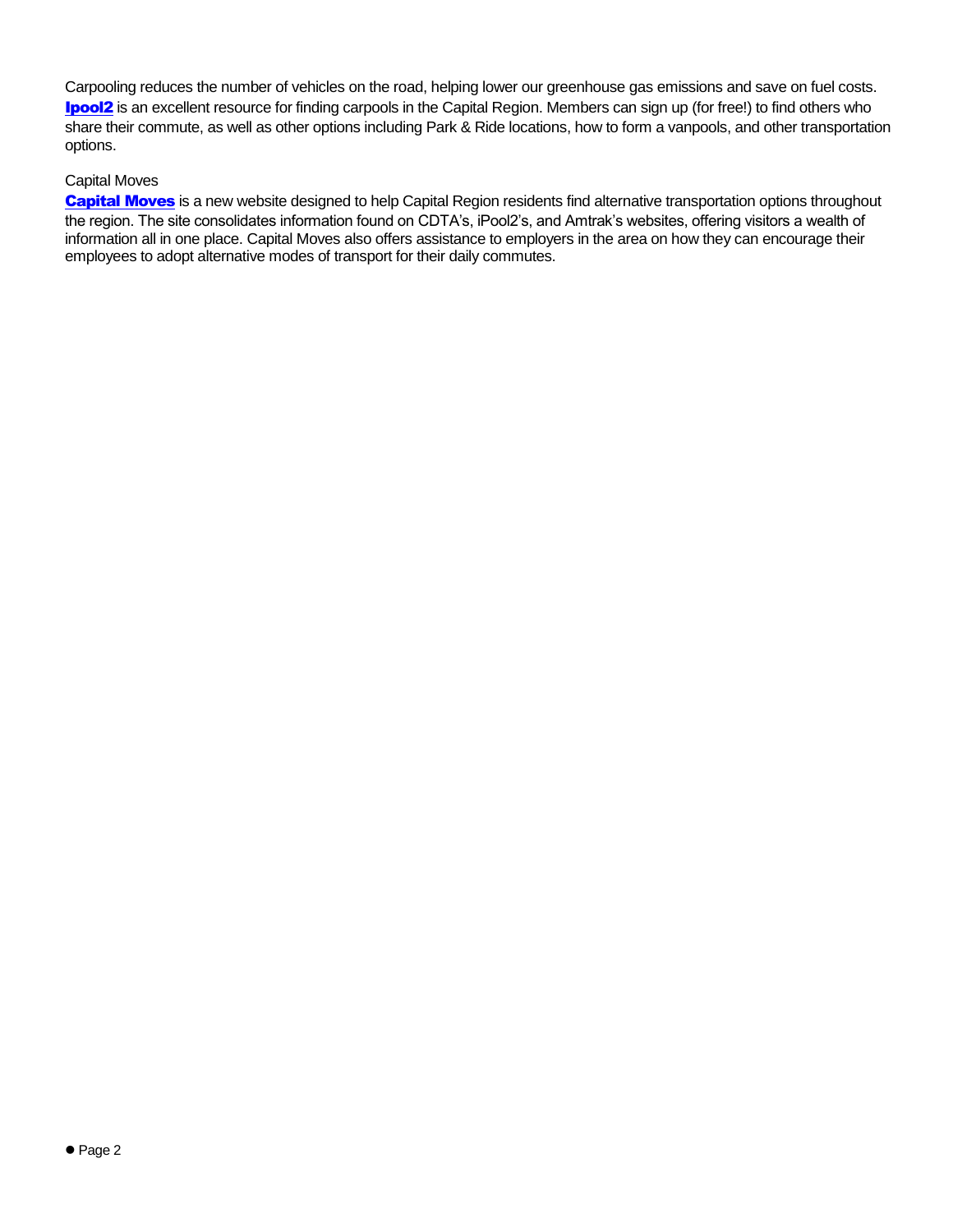Carpooling reduces the number of vehicles on the road, helping lower our greenhouse gas emissions and save on fuel costs. **Ipool2** is an excellent resource for finding carpools in the Capital Region. Members can sign up (for free!) to find others who share their commute, as well as other options including Park & Ride locations, how to form a vanpools, and other transportation options.

Capital Moves

**Capital Moves** is a new website designed to help Capital Region residents find alternative transportation options throughout the region. The site consolidates information found on CDTA's, iPool2's, and Amtrak's websites, offering visitors a wealth of information all in one place. Capital Moves also offers assistance to employers in the area on how they can encourage their employees to adopt alternative modes of transport for their daily commutes.